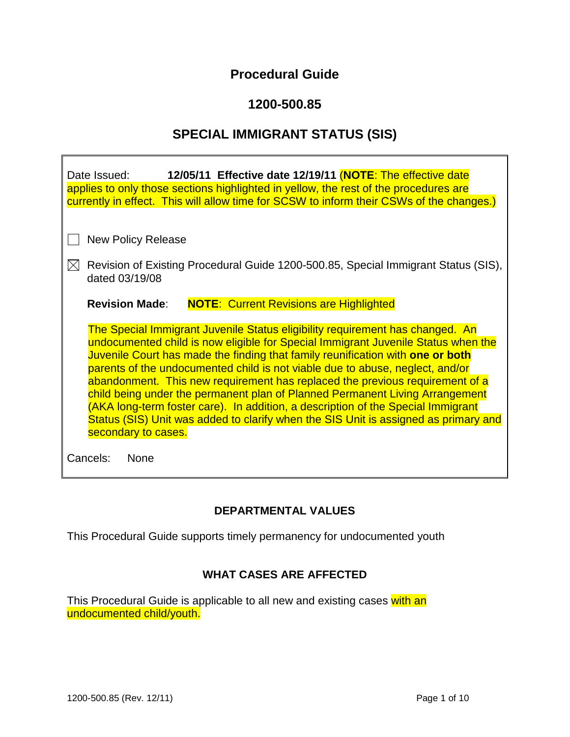# Procedural Guide

## 1200-500.85

## SPECIAL IMMIGRANT STATUS (SIS)

Date Issued: **12/05/11 Effective date 12/19/11** (**NOTE**: The effective date applies to only those sections highlighted in yellow, the rest of the procedures are currently in effect. This will allow time for SCSW to inform their CSWs of the changes.)

☐ New Policy Release

☒ Revision of Existing Procedural Guide 1200-500.85, Special Immigrant Status (SIS), dated 03/19/08

**Revision Made**: **NOTE**: Current Revisions are Highlighted

The Special Immigrant Juvenile Status eligibility requirement has changed. An undocumented child is now eligible for Special Immigrant Juvenile Status when the Juvenile Court has made the finding that family reunification with **one or both** parents of the undocumented child is not viable due to abuse, neglect, and/or abandonment. This new requirement has replaced the previous requirement of a child being under the permanent plan of Planned Permanent Living Arrangement (AKA long-term foster care). In addition, a description of the Special Immigrant Status (SIS) Unit was added to clarify when the SIS Unit is assigned as primary and secondary to cases.

Cancels: None

### DEPARTMENTAL VALUES

This Procedural Guide supports timely permanency for undocumented youth

### WHAT CASES ARE AFFECTED

This Procedural Guide is applicable to all new and existing cases with an undocumented child/youth.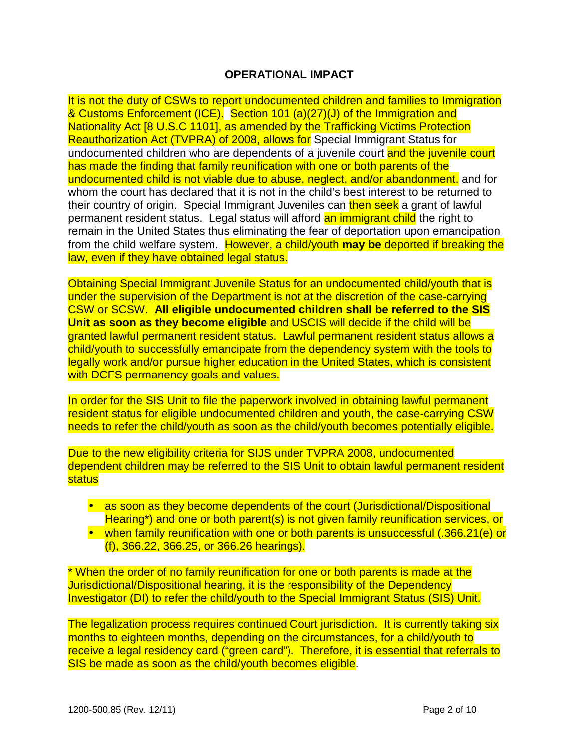## OPERATIONAL IMPACT

It is not the duty of CSWs to report undocumented children and families to Immigration & Customs Enforcement (ICE). Section 101 (a)(27)(J) of the Immigration and Nationality Act [8 U.S.C 1101], as amended by the Trafficking Victims Protection Reauthorization Act (TVPRA) of 2008, allows for Special Immigrant Status for undocumented children who are dependents of a juvenile court and the juvenile court has made the finding that family reunification with one or both parents of the undocumented child is not viable due to abuse, neglect, and/or abandonment. and for whom the court has declared that it is not in the child's best interest to be returned to their country of origin. Special Immigrant Juveniles can then seek a grant of lawful permanent resident status. Legal status will afford an immigrant child the right to remain in the United States thus eliminating the fear of deportation upon emancipation from the child welfare system. However, a child/youth **may be** deported if breaking the law, even if they have obtained legal status.

Obtaining Special Immigrant Juvenile Status for an undocumented child/youth that is under the supervision of the Department is not at the discretion of the case-carrying CSW or SCSW. **All eligible undocumented children shall be referred to the SIS Unit as soon as they become eligible** and USCIS will decide if the child will be granted lawful permanent resident status. Lawful permanent resident status allows a child/youth to successfully emancipate from the dependency system with the tools to legally work and/or pursue higher education in the United States, which is consistent with DCFS permanency goals and values.

In order for the SIS Unit to file the paperwork involved in obtaining lawful permanent resident status for eligible undocumented children and youth, the case-carrying CSW needs to refer the child/youth as soon as the child/youth becomes potentially eligible.

Due to the new eligibility criteria for SIJS under TVPRA 2008, undocumented dependent children may be referred to the SIS Unit to obtain lawful permanent resident status

- as soon as they become dependents of the court (Jurisdictional/Dispositional Hearing*) and one or both parent(s) is not given family reunification services, or
- when family reunification with one or both parents is unsuccessful (.366.21(e) or (f), 366.22, 366.25, or 366.26 hearings).

* When the order of no family reunification for one or both parents is made at the Jurisdictional/Dispositional hearing, it is the responsibility of the Dependency Investigator (DI) to refer the child/youth to the Special Immigrant Status (SIS) Unit.

The legalization process requires continued Court jurisdiction. It is currently taking six months to eighteen months, depending on the circumstances, for a child/youth to receive a legal residency card ("green card"). Therefore, it is essential that referrals to SIS be made as soon as the child/youth becomes eligible.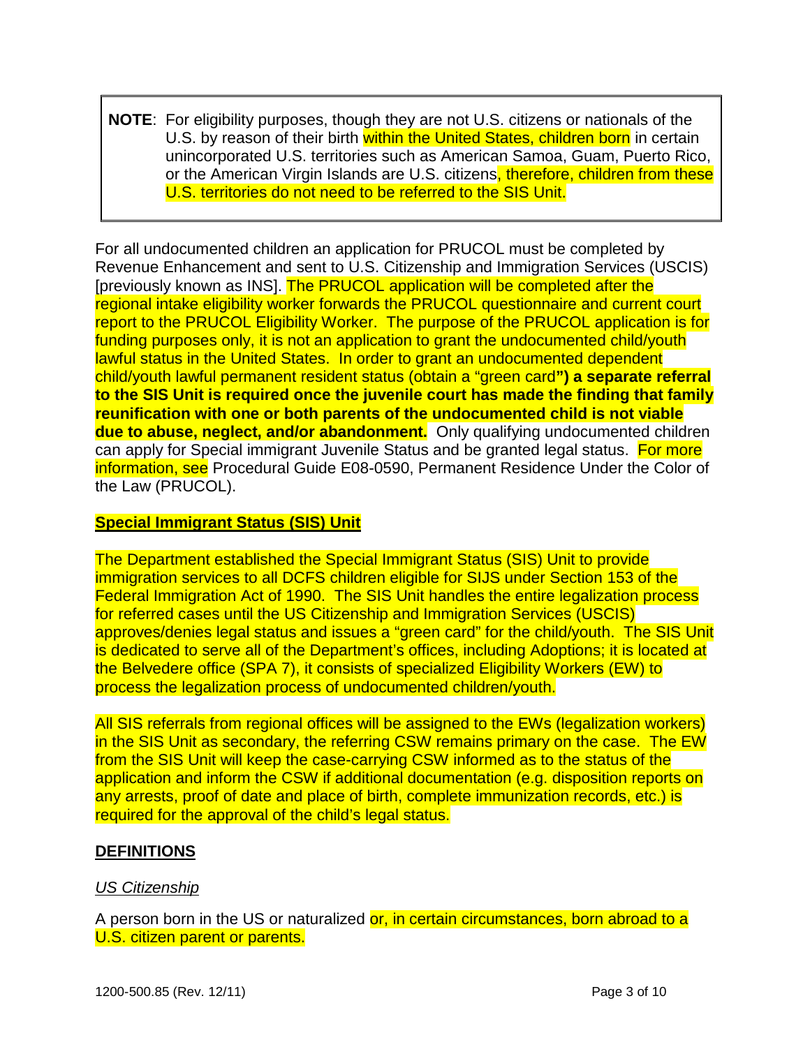> **NOTE**: For eligibility purposes, though they are not U.S. citizens or nationals of the U.S. by reason of their birth within the United States, children born in certain unincorporated U.S. territories such as American Samoa, Guam, Puerto Rico, or the American Virgin Islands are U.S. citizens, therefore, children from these U.S. territories do not need to be referred to the SIS Unit.

For all undocumented children an application for PRUCOL must be completed by Revenue Enhancement and sent to U.S. Citizenship and Immigration Services (USCIS) [previously known as INS]. The PRUCOL application will be completed after the regional intake eligibility worker forwards the PRUCOL questionnaire and current court report to the PRUCOL Eligibility Worker. The purpose of the PRUCOL application is for funding purposes only, it is not an application to grant the undocumented child/youth lawful status in the United States. In order to grant an undocumented dependent child/youth lawful permanent resident status (obtain a "green card**") a separate referral to the SIS Unit is required once the juvenile court has made the finding that family reunification with one or both parents of the undocumented child is not viable due to abuse, neglect, and/or abandonment.** Only qualifying undocumented children can apply for Special immigrant Juvenile Status and be granted legal status. For more information, see Procedural Guide E08-0590, Permanent Residence Under the Color of the Law (PRUCOL).

## Special Immigrant Status (SIS) Unit

The Department established the Special Immigrant Status (SIS) Unit to provide immigration services to all DCFS children eligible for SIJS under Section 153 of the Federal Immigration Act of 1990. The SIS Unit handles the entire legalization process for referred cases until the US Citizenship and Immigration Services (USCIS) approves/denies legal status and issues a "green card" for the child/youth. The SIS Unit is dedicated to serve all of the Department's offices, including Adoptions; it is located at the Belvedere office (SPA 7), it consists of specialized Eligibility Workers (EW) to process the legalization process of undocumented children/youth.

All SIS referrals from regional offices will be assigned to the EWs (legalization workers) in the SIS Unit as secondary, the referring CSW remains primary on the case. The EW from the SIS Unit will keep the case-carrying CSW informed as to the status of the application and inform the CSW if additional documentation (e.g. disposition reports on any arrests, proof of date and place of birth, complete immunization records, etc.) is required for the approval of the child's legal status.

## DEFINITIONS

*US Citizenship*

A person born in the US or naturalized or, in certain circumstances, born abroad to a U.S. citizen parent or parents.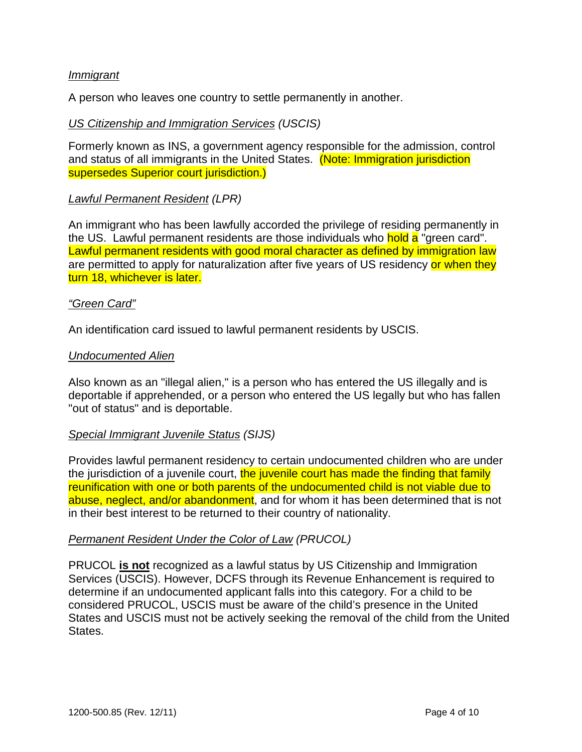*Immigrant*

A person who leaves one country to settle permanently in another.

*US Citizenship and Immigration Services* (USCIS)

Formerly known as INS, a government agency responsible for the admission, control and status of all immigrants in the United States. (Note: Immigration jurisdiction supersedes Superior court jurisdiction.)

*Lawful Permanent Resident* (LPR)

An immigrant who has been lawfully accorded the privilege of residing permanently in the US. Lawful permanent residents are those individuals who hold a "green card". Lawful permanent residents with good moral character as defined by immigration law are permitted to apply for naturalization after five years of US residency or when they turn 18, whichever is later.

*"Green Card"*

An identification card issued to lawful permanent residents by USCIS.

*Undocumented Alien*

Also known as an "illegal alien," is a person who has entered the US illegally and is deportable if apprehended, or a person who entered the US legally but who has fallen "out of status" and is deportable.

*Special Immigrant Juvenile Status* (SIJS)

Provides lawful permanent residency to certain undocumented children who are under the jurisdiction of a juvenile court, the juvenile court has made the finding that family reunification with one or both parents of the undocumented child is not viable due to abuse, neglect, and/or abandonment, and for whom it has been determined that is not in their best interest to be returned to their country of nationality.

*Permanent Resident Under the Color of Law* (PRUCOL)

PRUCOL **is not** recognized as a lawful status by US Citizenship and Immigration Services (USCIS). However, DCFS through its Revenue Enhancement is required to determine if an undocumented applicant falls into this category. For a child to be considered PRUCOL, USCIS must be aware of the child's presence in the United States and USCIS must not be actively seeking the removal of the child from the United States.

1200-500.85 (Rev. 12/11)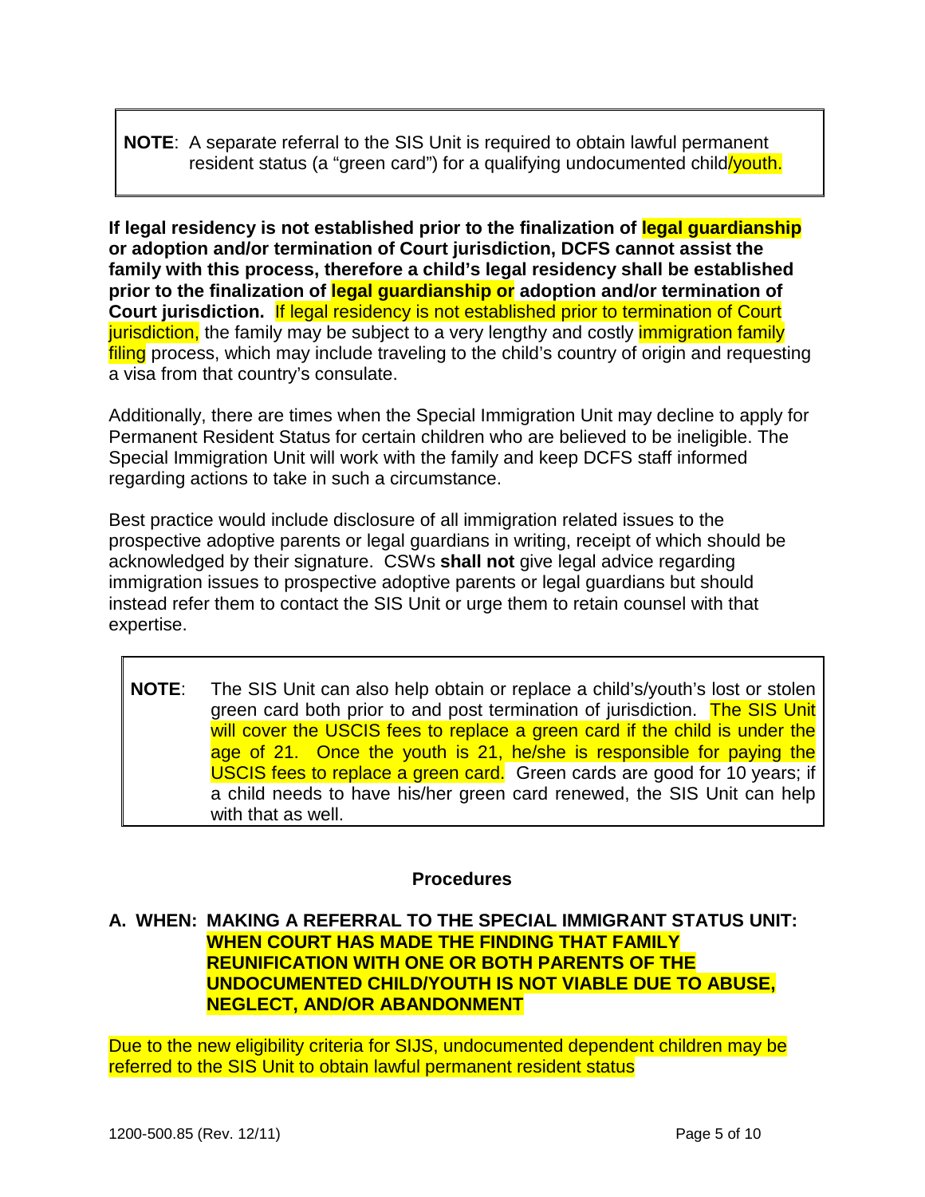> **NOTE**: A separate referral to the SIS Unit is required to obtain lawful permanent resident status (a "green card") for a qualifying undocumented child/youth.

**If legal residency is not established prior to the finalization of legal guardianship or adoption and/or termination of Court jurisdiction, DCFS cannot assist the family with this process, therefore a child's legal residency shall be established prior to the finalization of legal guardianship or adoption and/or termination of Court jurisdiction.** If legal residency is not established prior to termination of Court jurisdiction, the family may be subject to a very lengthy and costly immigration family filing process, which may include traveling to the child's country of origin and requesting a visa from that country's consulate.

Additionally, there are times when the Special Immigration Unit may decline to apply for Permanent Resident Status for certain children who are believed to be ineligible. The Special Immigration Unit will work with the family and keep DCFS staff informed regarding actions to take in such a circumstance.

Best practice would include disclosure of all immigration related issues to the prospective adoptive parents or legal guardians in writing, receipt of which should be acknowledged by their signature. CSWs **shall not** give legal advice regarding immigration issues to prospective adoptive parents or legal guardians but should instead refer them to contact the SIS Unit or urge them to retain counsel with that expertise.

> **NOTE**: The SIS Unit can also help obtain or replace a child's/youth's lost or stolen green card both prior to and post termination of jurisdiction. The SIS Unit will cover the USCIS fees to replace a green card if the child is under the age of 21. Once the youth is 21, he/she is responsible for paying the USCIS fees to replace a green card. Green cards are good for 10 years; if a child needs to have his/her green card renewed, the SIS Unit can help with that as well.

## Procedures

### A. WHEN: MAKING A REFERRAL TO THE SPECIAL IMMIGRANT STATUS UNIT: WHEN COURT HAS MADE THE FINDING THAT FAMILY REUNIFICATION WITH ONE OR BOTH PARENTS OF THE UNDOCUMENTED CHILD/YOUTH IS NOT VIABLE DUE TO ABUSE, NEGLECT, AND/OR ABANDONMENT

Due to the new eligibility criteria for SIJS, undocumented dependent children may be referred to the SIS Unit to obtain lawful permanent resident status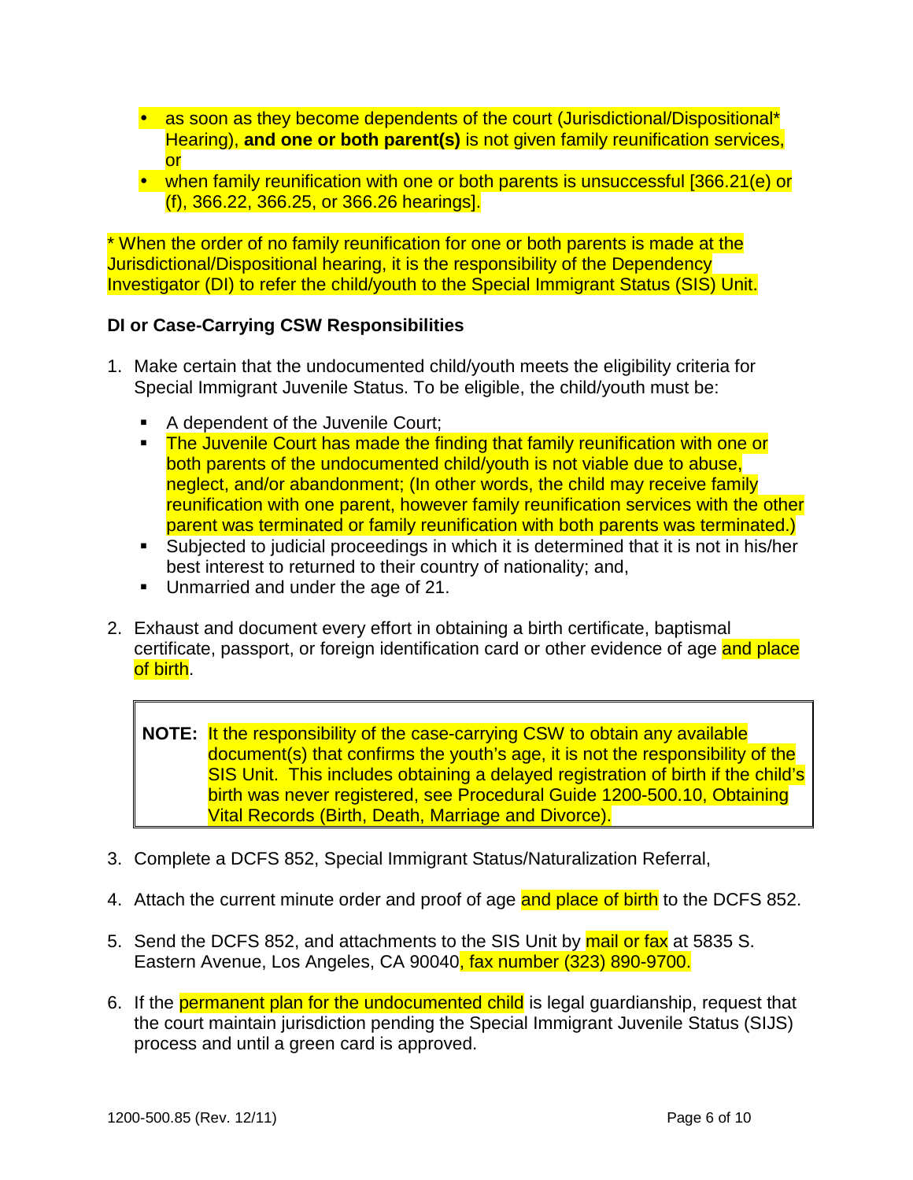- as soon as they become dependents of the court (Jurisdictional/Dispositional* Hearing), **and one or both parent(s)** is not given family reunification services, or
- when family reunification with one or both parents is unsuccessful [366.21(e) or (f), 366.22, 366.25, or 366.26 hearings].

* When the order of no family reunification for one or both parents is made at the Jurisdictional/Dispositional hearing, it is the responsibility of the Dependency Investigator (DI) to refer the child/youth to the Special Immigrant Status (SIS) Unit.

**DI or Case-Carrying CSW Responsibilities**

1. Make certain that the undocumented child/youth meets the eligibility criteria for Special Immigrant Juvenile Status. To be eligible, the child/youth must be:
   - A dependent of the Juvenile Court;
   - The Juvenile Court has made the finding that family reunification with one or both parents of the undocumented child/youth is not viable due to abuse, neglect, and/or abandonment; (In other words, the child may receive family reunification with one parent, however family reunification services with the other parent was terminated or family reunification with both parents was terminated.)
   - Subjected to judicial proceedings in which it is determined that it is not in his/her best interest to returned to their country of nationality; and,
   - Unmarried and under the age of 21.

2. Exhaust and document every effort in obtaining a birth certificate, baptismal certificate, passport, or foreign identification card or other evidence of age and place of birth.

> **NOTE:** It the responsibility of the case-carrying CSW to obtain any available document(s) that confirms the youth's age, it is not the responsibility of the SIS Unit. This includes obtaining a delayed registration of birth if the child's birth was never registered, see Procedural Guide 1200-500.10, Obtaining Vital Records (Birth, Death, Marriage and Divorce).

3. Complete a DCFS 852, Special Immigrant Status/Naturalization Referral,

4. Attach the current minute order and proof of age and place of birth to the DCFS 852.

5. Send the DCFS 852, and attachments to the SIS Unit by mail or fax at 5835 S. Eastern Avenue, Los Angeles, CA 90040, fax number (323) 890-9700.

6. If the permanent plan for the undocumented child is legal guardianship, request that the court maintain jurisdiction pending the Special Immigrant Juvenile Status (SIJS) process and until a green card is approved.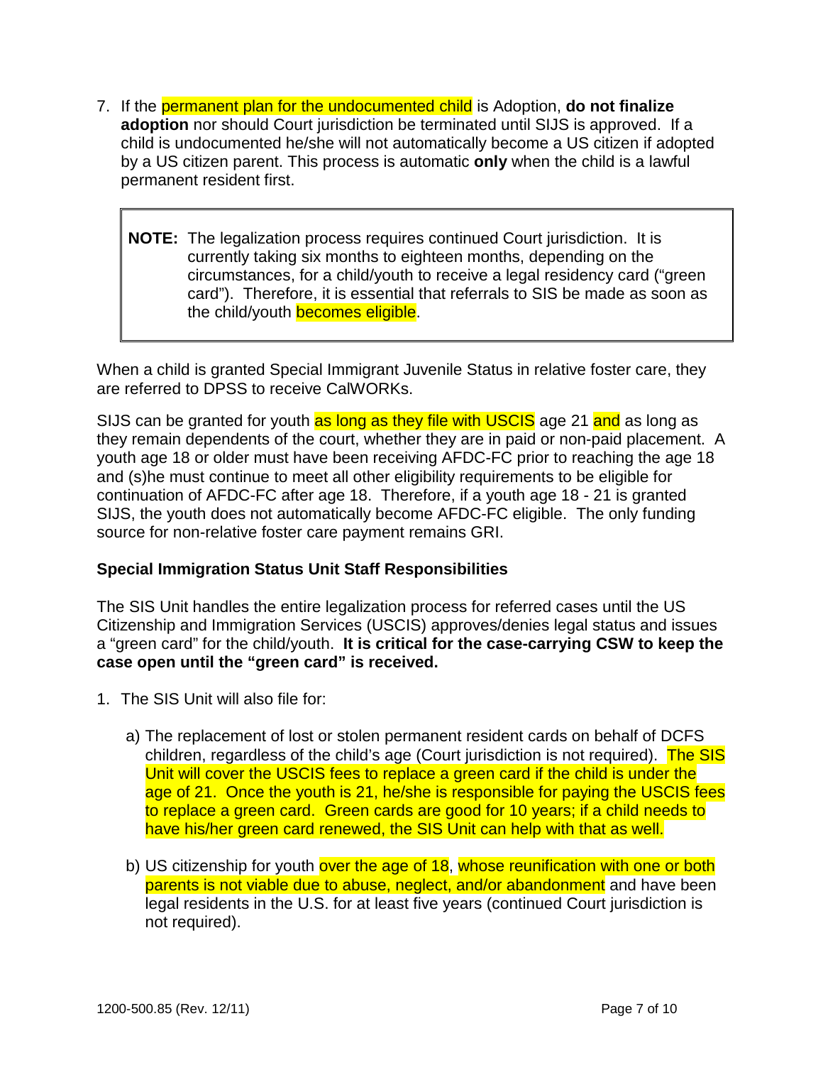7. If the permanent plan for the undocumented child is Adoption, **do not finalize adoption** nor should Court jurisdiction be terminated until SIJS is approved. If a child is undocumented he/she will not automatically become a US citizen if adopted by a US citizen parent. This process is automatic **only** when the child is a lawful permanent resident first.

> **NOTE:** The legalization process requires continued Court jurisdiction. It is currently taking six months to eighteen months, depending on the circumstances, for a child/youth to receive a legal residency card ("green card"). Therefore, it is essential that referrals to SIS be made as soon as the child/youth becomes eligible.

When a child is granted Special Immigrant Juvenile Status in relative foster care, they are referred to DPSS to receive CalWORKs.

SIJS can be granted for youth as long as they file with USCIS age 21 and as long as they remain dependents of the court, whether they are in paid or non-paid placement. A youth age 18 or older must have been receiving AFDC-FC prior to reaching the age 18 and (s)he must continue to meet all other eligibility requirements to be eligible for continuation of AFDC-FC after age 18. Therefore, if a youth age 18 - 21 is granted SIJS, the youth does not automatically become AFDC-FC eligible. The only funding source for non-relative foster care payment remains GRI.

**Special Immigration Status Unit Staff Responsibilities**

The SIS Unit handles the entire legalization process for referred cases until the US Citizenship and Immigration Services (USCIS) approves/denies legal status and issues a "green card" for the child/youth. **It is critical for the case-carrying CSW to keep the case open until the "green card" is received.**

1. The SIS Unit will also file for:

   a) The replacement of lost or stolen permanent resident cards on behalf of DCFS children, regardless of the child's age (Court jurisdiction is not required). The SIS Unit will cover the USCIS fees to replace a green card if the child is under the age of 21. Once the youth is 21, he/she is responsible for paying the USCIS fees to replace a green card. Green cards are good for 10 years; if a child needs to have his/her green card renewed, the SIS Unit can help with that as well.

   b) US citizenship for youth over the age of 18, whose reunification with one or both parents is not viable due to abuse, neglect, and/or abandonment and have been legal residents in the U.S. for at least five years (continued Court jurisdiction is not required).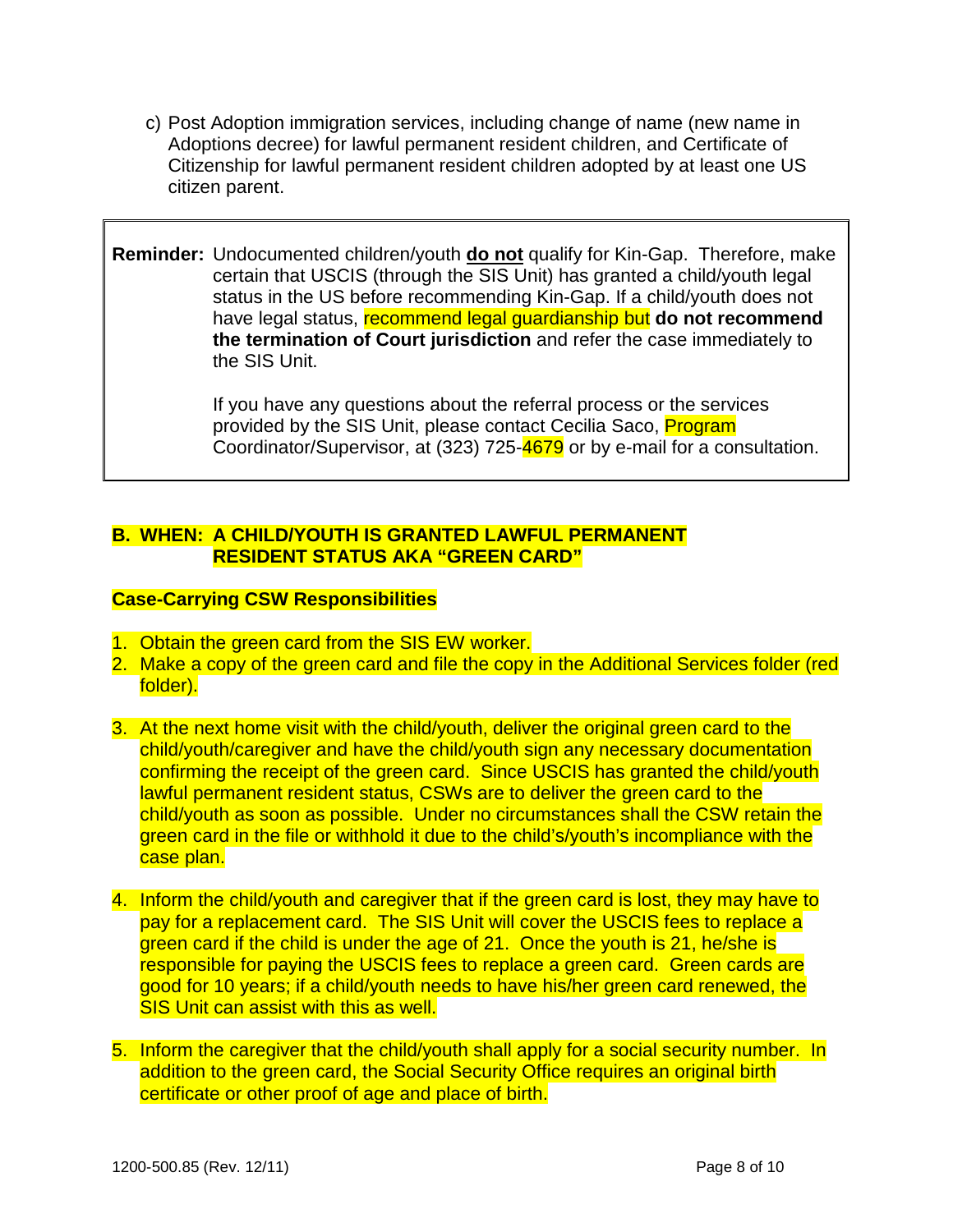c) Post Adoption immigration services, including change of name (new name in Adoptions decree) for lawful permanent resident children, and Certificate of Citizenship for lawful permanent resident children adopted by at least one US citizen parent.

> **Reminder:** Undocumented children/youth **do not** qualify for Kin-Gap. Therefore, make certain that USCIS (through the SIS Unit) has granted a child/youth legal status in the US before recommending Kin-Gap. If a child/youth does not have legal status, recommend legal guardianship but **do not recommend the termination of Court jurisdiction** and refer the case immediately to the SIS Unit.
>
> If you have any questions about the referral process or the services provided by the SIS Unit, please contact Cecilia Saco, Program Coordinator/Supervisor, at (323) 725-4679 or by e-mail for a consultation.

**B. WHEN: A CHILD/YOUTH IS GRANTED LAWFUL PERMANENT RESIDENT STATUS AKA "GREEN CARD"**

**Case-Carrying CSW Responsibilities**

1. Obtain the green card from the SIS EW worker.
2. Make a copy of the green card and file the copy in the Additional Services folder (red folder).
3. At the next home visit with the child/youth, deliver the original green card to the child/youth/caregiver and have the child/youth sign any necessary documentation confirming the receipt of the green card. Since USCIS has granted the child/youth lawful permanent resident status, CSWs are to deliver the green card to the child/youth as soon as possible. Under no circumstances shall the CSW retain the green card in the file or withhold it due to the child's/youth's incompliance with the case plan.
4. Inform the child/youth and caregiver that if the green card is lost, they may have to pay for a replacement card. The SIS Unit will cover the USCIS fees to replace a green card if the child is under the age of 21. Once the youth is 21, he/she is responsible for paying the USCIS fees to replace a green card. Green cards are good for 10 years; if a child/youth needs to have his/her green card renewed, the SIS Unit can assist with this as well.
5. Inform the caregiver that the child/youth shall apply for a social security number. In addition to the green card, the Social Security Office requires an original birth certificate or other proof of age and place of birth.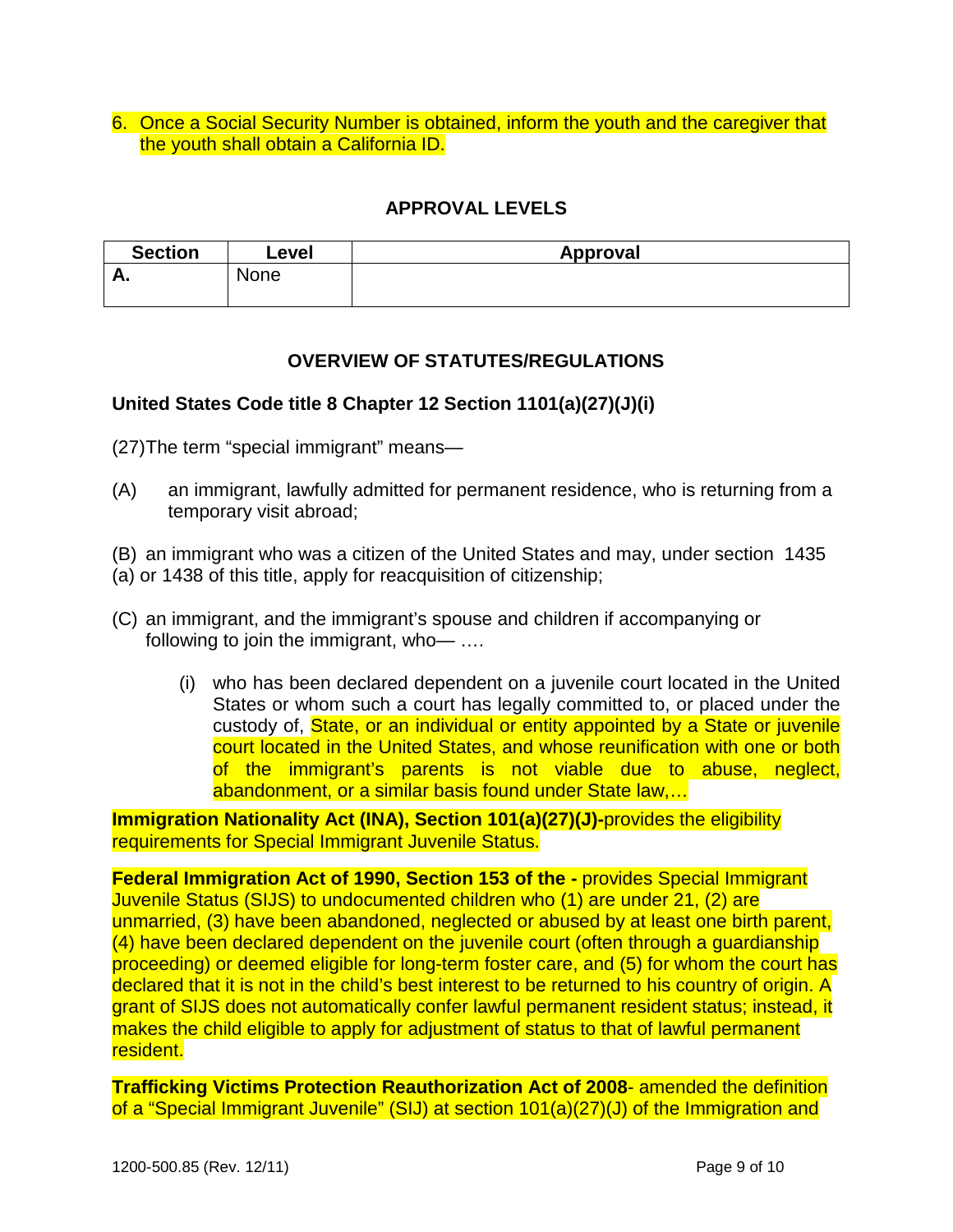6. Once a Social Security Number is obtained, inform the youth and the caregiver that the youth shall obtain a California ID.

## APPROVAL LEVELS

| Section | Level | Approval |
|---|---|---|
| **A.** | None | |

## OVERVIEW OF STATUTES/REGULATIONS

**United States Code title 8 Chapter 12 Section 1101(a)(27)(J)(i)**

(27)The term “special immigrant” means—

(A) an immigrant, lawfully admitted for permanent residence, who is returning from a temporary visit abroad;

(B) an immigrant who was a citizen of the United States and may, under section 1435 (a) or 1438 of this title, apply for reacquisition of citizenship;

(C) an immigrant, and the immigrant’s spouse and children if accompanying or following to join the immigrant, who— ….

(i) who has been declared dependent on a juvenile court located in the United States or whom such a court has legally committed to, or placed under the custody of, State, or an individual or entity appointed by a State or juvenile court located in the United States, and whose reunification with one or both of the immigrant’s parents is not viable due to abuse, neglect, abandonment, or a similar basis found under State law,…

**Immigration Nationality Act (INA), Section 101(a)(27)(J)-**provides the eligibility requirements for Special Immigrant Juvenile Status.

**Federal Immigration Act of 1990, Section 153 of the -** provides Special Immigrant Juvenile Status (SIJS) to undocumented children who (1) are under 21, (2) are unmarried, (3) have been abandoned, neglected or abused by at least one birth parent, (4) have been declared dependent on the juvenile court (often through a guardianship proceeding) or deemed eligible for long-term foster care, and (5) for whom the court has declared that it is not in the child’s best interest to be returned to his country of origin. A grant of SIJS does not automatically confer lawful permanent resident status; instead, it makes the child eligible to apply for adjustment of status to that of lawful permanent resident.

**Trafficking Victims Protection Reauthorization Act of 2008**- amended the definition of a “Special Immigrant Juvenile” (SIJ) at section 101(a)(27)(J) of the Immigration and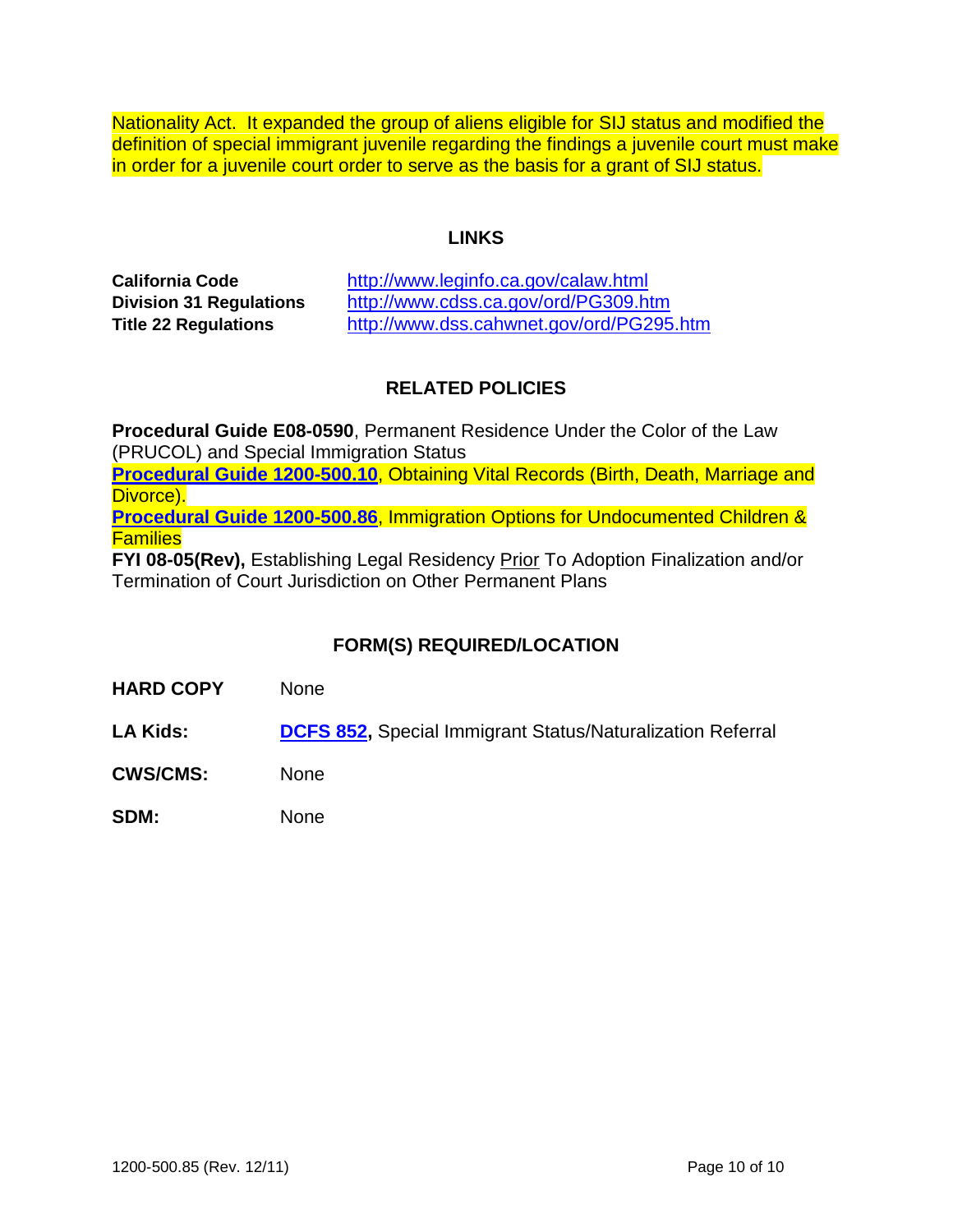Nationality Act. It expanded the group of aliens eligible for SIJ status and modified the definition of special immigrant juvenile regarding the findings a juvenile court must make in order for a juvenile court order to serve as the basis for a grant of SIJ status.

## LINKS

| | |
|---|---|
| **California Code** | http://www.leginfo.ca.gov/calaw.html |
| **Division 31 Regulations** | http://www.cdss.ca.gov/ord/PG309.htm |
| **Title 22 Regulations** | http://www.dss.cahwnet.gov/ord/PG295.htm |

## RELATED POLICIES

**Procedural Guide E08-0590**, Permanent Residence Under the Color of the Law (PRUCOL) and Special Immigration Status

**Procedural Guide 1200-500.10**, Obtaining Vital Records (Birth, Death, Marriage and Divorce).

**Procedural Guide 1200-500.86**, Immigration Options for Undocumented Children & Families

**FYI 08-05(Rev),** Establishing Legal Residency Prior To Adoption Finalization and/or Termination of Court Jurisdiction on Other Permanent Plans

## FORM(S) REQUIRED/LOCATION

| | |
|---|---|
| **HARD COPY** | None |
| **LA Kids:** | **DCFS 852,** Special Immigrant Status/Naturalization Referral |
| **CWS/CMS:** | None |
| **SDM:** | None |